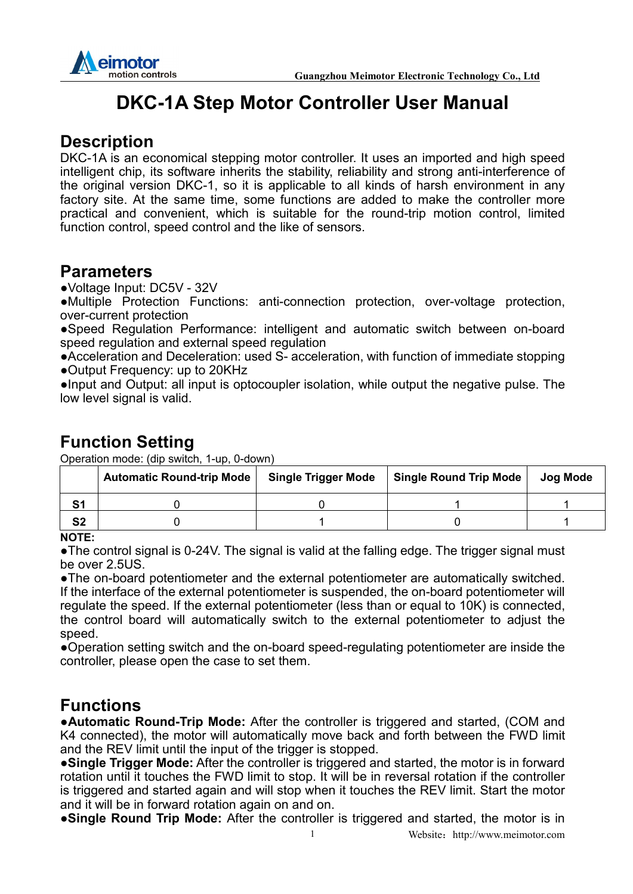# DKC-1A Step Motor Controller User Manual

## Description

DKC-1A is an economical stepping motor controller. It uses an imported and high speed intelligent chip, its software inherits the stability, reliability and strong anti-interference of the original version DKC-1, so it is applicable to all kinds of harsh environment in any factory site. At the same time, some functions are added to make the controller more practical and convenient, which is suitable for the round-trip motion control, limited function control, speed control and the like of sensors.

## Parameters

●Voltage Input: DC5V - 32V
●Multiple Protection Functions: anti-connection protection, over-voltage protection, over-current protection
●Speed Regulation Performance: intelligent and automatic switch between on-board speed regulation and external speed regulation
●Acceleration and Deceleration: used S- acceleration, with function of immediate stopping
●Output Frequency: up to 20KHz
●Input and Output: all input is optocoupler isolation, while output the negative pulse. The low level signal is valid.

## Function Setting

Operation mode: (dip switch, 1-up, 0-down)

| | Automatic Round-trip Mode | Single Trigger Mode | Single Round Trip Mode | Jog Mode |
|---|---|---|---|---|
| S1 | 0 | 0 | 1 | 1 |
| S2 | 0 | 1 | 0 | 1 |

**NOTE:**

●The control signal is 0-24V. The signal is valid at the falling edge. The trigger signal must be over 2.5US.
●The on-board potentiometer and the external potentiometer are automatically switched. If the interface of the external potentiometer is suspended, the on-board potentiometer will regulate the speed. If the external potentiometer (less than or equal to 10K) is connected, the control board will automatically switch to the external potentiometer to adjust the speed.
●Operation setting switch and the on-board speed-regulating potentiometer are inside the controller, please open the case to set them.

## Functions

●**Automatic Round-Trip Mode:** After the controller is triggered and started, (COM and K4 connected), the motor will automatically move back and forth between the FWD limit and the REV limit until the input of the trigger is stopped.
●**Single Trigger Mode:** After the controller is triggered and started, the motor is in forward rotation until it touches the FWD limit to stop. It will be in reversal rotation if the controller is triggered and started again and will stop when it touches the REV limit. Start the motor and it will be in forward rotation again on and on.
●**Single Round Trip Mode:** After the controller is triggered and started, the motor is in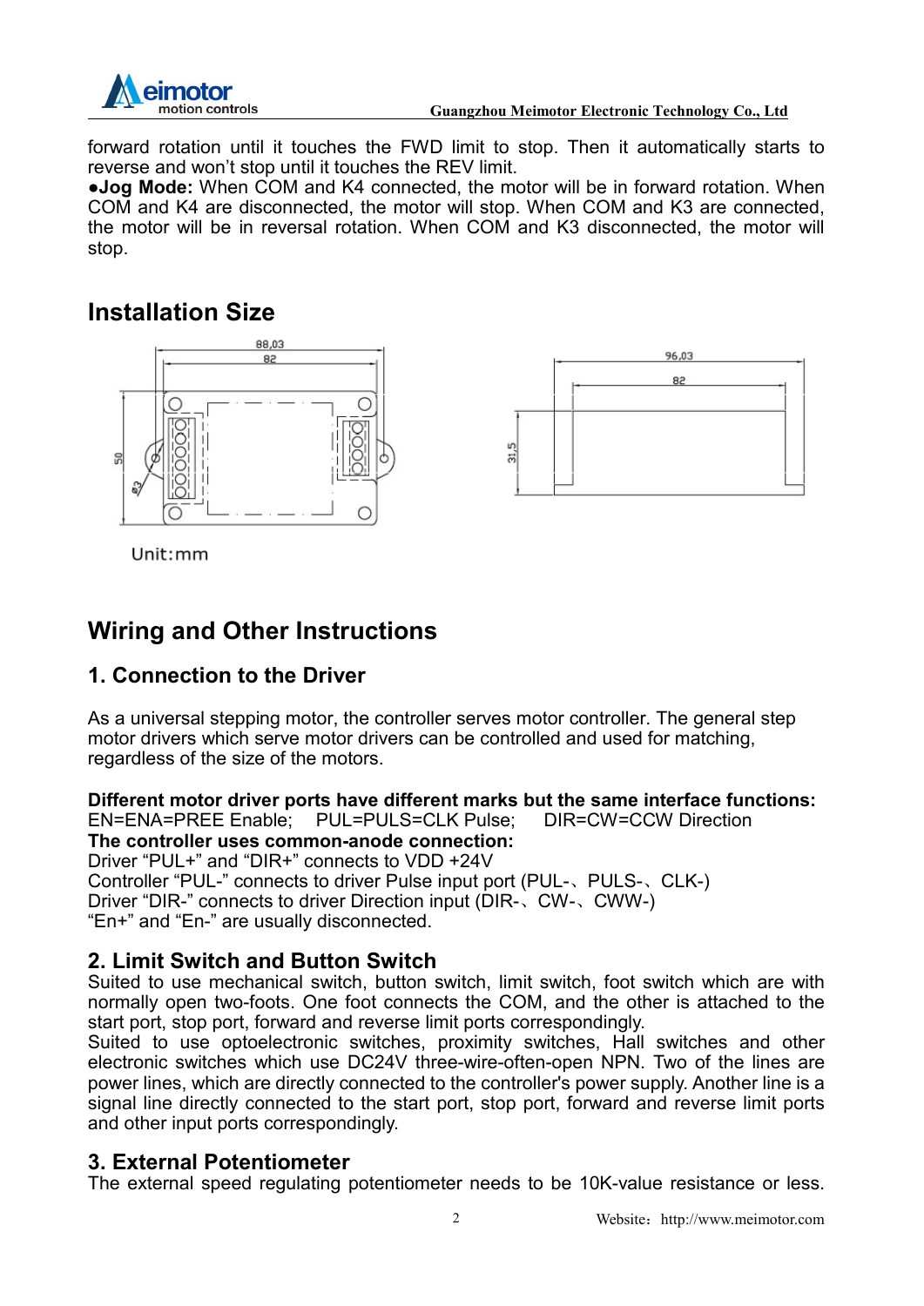forward rotation until it touches the FWD limit to stop. Then it automatically starts to reverse and won't stop until it touches the REV limit.

●**Jog Mode:** When COM and K4 connected, the motor will be in forward rotation. When COM and K4 are disconnected, the motor will stop. When COM and K3 are connected, the motor will be in reversal rotation. When COM and K3 disconnected, the motor will stop.

## Installation Size

88,03
82
50
Ø3
96,03
82
31,5

Unit:mm

## Wiring and Other Instructions

### 1. Connection to the Driver

As a universal stepping motor, the controller serves motor controller. The general step motor drivers which serve motor drivers can be controlled and used for matching, regardless of the size of the motors.

**Different motor driver ports have different marks but the same interface functions:**
EN=ENA=PREE Enable; PUL=PULS=CLK Pulse; DIR=CW=CCW Direction
**The controller uses common-anode connection:**
Driver "PUL+" and "DIR+" connects to VDD +24V
Controller "PUL-" connects to driver Pulse input port (PUL-、PULS-、CLK-)
Driver "DIR-" connects to driver Direction input (DIR-、CW-、CWW-)
"En+" and "En-" are usually disconnected.

### 2. Limit Switch and Button Switch

Suited to use mechanical switch, button switch, limit switch, foot switch which are with normally open two-foots. One foot connects the COM, and the other is attached to the start port, stop port, forward and reverse limit ports correspondingly.
Suited to use optoelectronic switches, proximity switches, Hall switches and other electronic switches which use DC24V three-wire-often-open NPN. Two of the lines are power lines, which are directly connected to the controller's power supply. Another line is a signal line directly connected to the start port, stop port, forward and reverse limit ports and other input ports correspondingly.

### 3. External Potentiometer

The external speed regulating potentiometer needs to be 10K-value resistance or less.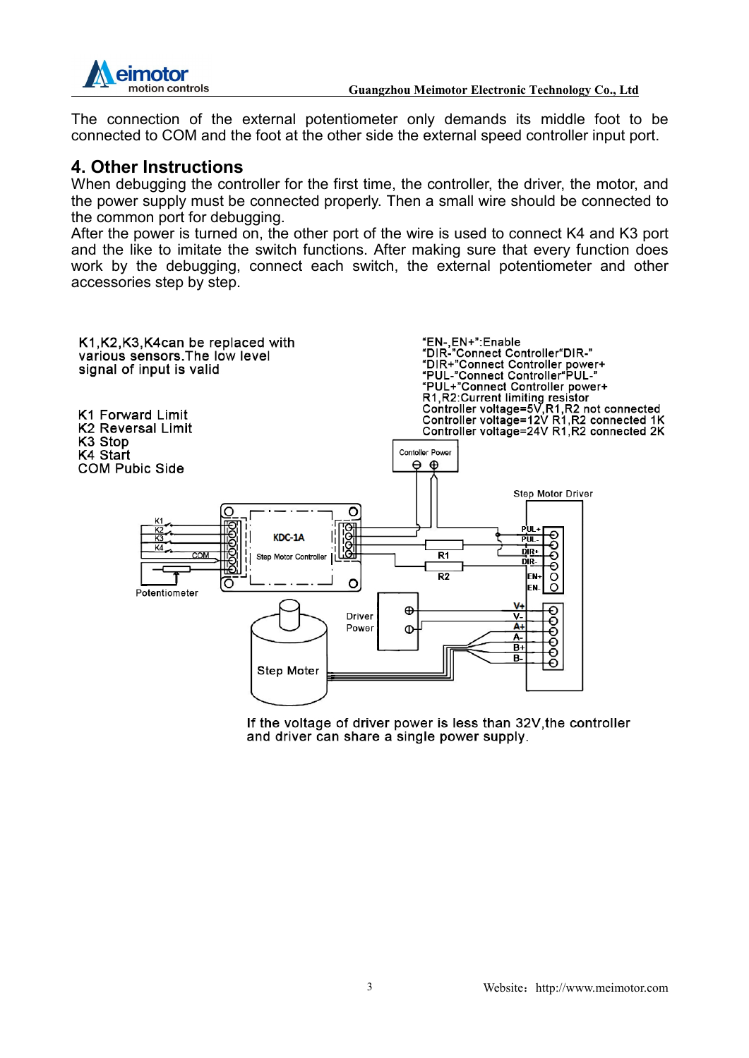The connection of the external potentiometer only demands its middle foot to be connected to COM and the foot at the other side the external speed controller input port.

## 4. Other Instructions

When debugging the controller for the first time, the controller, the driver, the motor, and the power supply must be connected properly. Then a small wire should be connected to the common port for debugging.

After the power is turned on, the other port of the wire is used to connect K4 and K3 port and the like to imitate the switch functions. After making sure that every function does work by the debugging, connect each switch, the external potentiometer and other accessories step by step.

K1,K2,K3,K4can be replaced with various sensors.The low level signal of input is valid

K1 Forward Limit
K2 Reversal Limit
K3 Stop
K4 Start
COM Pubic Side

"EN-,EN+":Enable
"DIR-"Connect Controller"DIR-"
"DIR+"Connect Controller power+
"PUL-"Connect Controller"PUL-"
"PUL+"Connect Controller power+
R1,R2:Current limiting resistor
Controller voltage=5V,R1,R2 not connected
Controller voltage=12V R1,R2 connected 1K
Controller voltage=24V R1,R2 connected 2K

Contoller Power

Step Motor Driver

K1
K2
K3
K4
COM
Potentiometer

KDC-1A
Step Motor Controller

R1
R2

PUL+
PUL-
DIR+
DIR-
EN+
EN-

Driver Power

V+
V-
A+
A-
B+
B-

Step Moter

If the voltage of driver power is less than 32V,the controller and driver can share a single power supply.